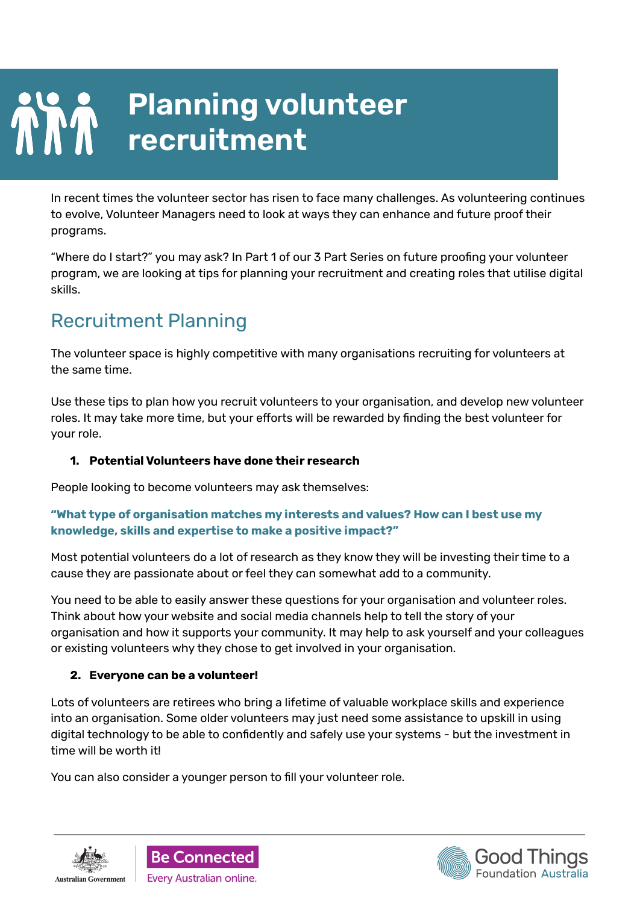# Planning volunteer recruitment

In recent times the volunteer sector has risen to face many challenges. As volunteering continues to evolve, Volunteer Managers need to look at ways they can enhance and future proof their programs.

"Where do I start?" you may ask? In Part 1 of our 3 Part Series on future proofing your volunteer program, we are looking at tips for planning your recruitment and creating roles that utilise digital skills.

## Recruitment Planning

The volunteer space is highly competitive with many organisations recruiting for volunteers at the same time.

Use these tips to plan how you recruit volunteers to your organisation, and develop new volunteer roles. It may take more time, but your efforts will be rewarded by finding the best volunteer for your role.

1. **Potential Volunteers have done their research**

People looking to become volunteers may ask themselves:

**"What type of organisation matches my interests and values? How can I best use my knowledge, skills and expertise to make a positive impact?"**

Most potential volunteers do a lot of research as they know they will be investing their time to a cause they are passionate about or feel they can somewhat add to a community.

You need to be able to easily answer these questions for your organisation and volunteer roles. Think about how your website and social media channels help to tell the story of your organisation and how it supports your community. It may help to ask yourself and your colleagues or existing volunteers why they chose to get involved in your organisation.

2. **Everyone can be a volunteer!**

Lots of volunteers are retirees who bring a lifetime of valuable workplace skills and experience into an organisation. Some older volunteers may just need some assistance to upskill in using digital technology to be able to confidently and safely use your systems - but the investment in time will be worth it!

You can also consider a younger person to fill your volunteer role.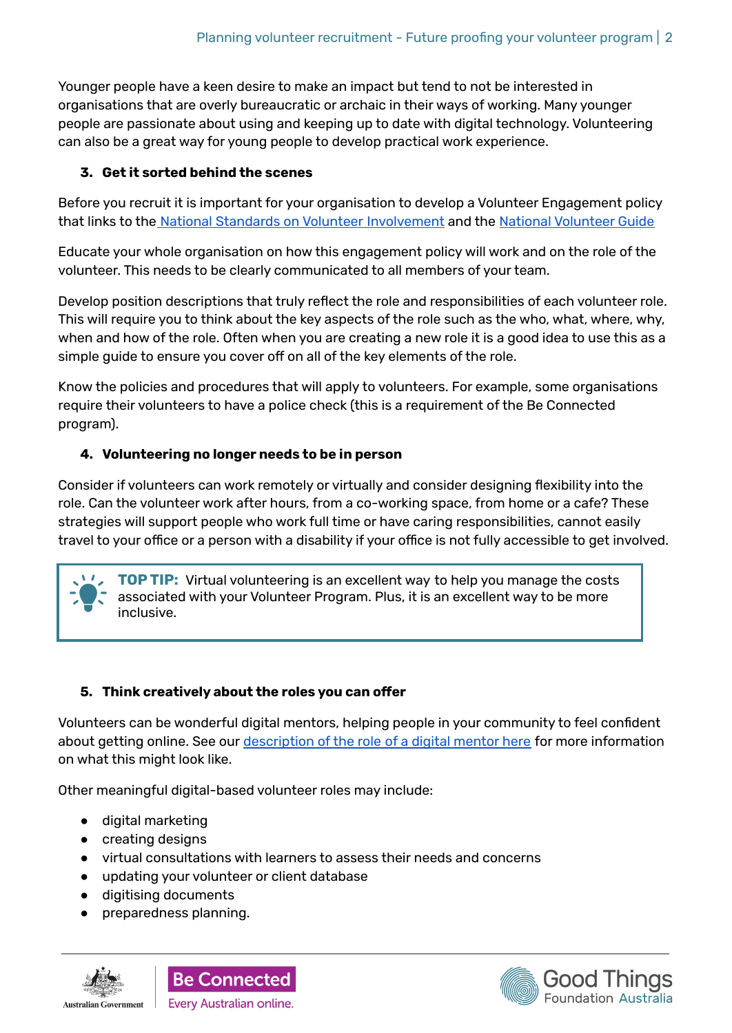Younger people have a keen desire to make an impact but tend to not be interested in organisations that are overly bureaucratic or archaic in their ways of working. Many younger people are passionate about using and keeping up to date with digital technology. Volunteering can also be a great way for young people to develop practical work experience.

### 3. Get it sorted behind the scenes

Before you recruit it is important for your organisation to develop a Volunteer Engagement policy that links to the National Standards on Volunteer Involvement and the National Volunteer Guide

Educate your whole organisation on how this engagement policy will work and on the role of the volunteer. This needs to be clearly communicated to all members of your team.

Develop position descriptions that truly reflect the role and responsibilities of each volunteer role. This will require you to think about the key aspects of the role such as the who, what, where, why, when and how of the role. Often when you are creating a new role it is a good idea to use this as a simple guide to ensure you cover off on all of the key elements of the role.

Know the policies and procedures that will apply to volunteers. For example, some organisations require their volunteers to have a police check (this is a requirement of the Be Connected program).

### 4. Volunteering no longer needs to be in person

Consider if volunteers can work remotely or virtually and consider designing flexibility into the role. Can the volunteer work after hours, from a co-working space, from home or a cafe? These strategies will support people who work full time or have caring responsibilities, cannot easily travel to your office or a person with a disability if your office is not fully accessible to get involved.

> **TOP TIP:** Virtual volunteering is an excellent way to help you manage the costs associated with your Volunteer Program. Plus, it is an excellent way to be more inclusive.

### 5. Think creatively about the roles you can offer

Volunteers can be wonderful digital mentors, helping people in your community to feel confident about getting online. See our description of the role of a digital mentor here for more information on what this might look like.

Other meaningful digital-based volunteer roles may include:

- digital marketing
- creating designs
- virtual consultations with learners to assess their needs and concerns
- updating your volunteer or client database
- digitising documents
- preparedness planning.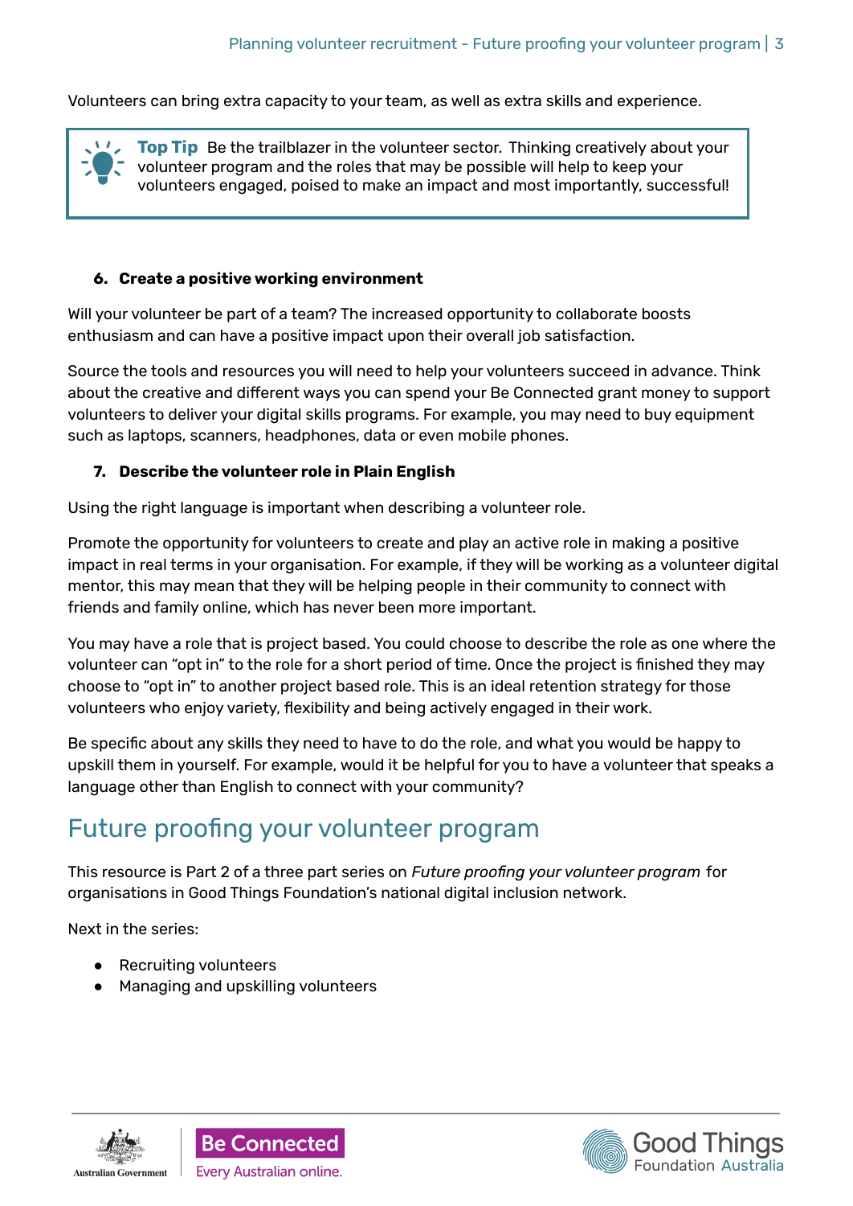Volunteers can bring extra capacity to your team, as well as extra skills and experience.

> **Top Tip** Be the trailblazer in the volunteer sector. Thinking creatively about your volunteer program and the roles that may be possible will help to keep your volunteers engaged, poised to make an impact and most importantly, successful!

**6. Create a positive working environment**

Will your volunteer be part of a team? The increased opportunity to collaborate boosts enthusiasm and can have a positive impact upon their overall job satisfaction.

Source the tools and resources you will need to help your volunteers succeed in advance. Think about the creative and different ways you can spend your Be Connected grant money to support volunteers to deliver your digital skills programs. For example, you may need to buy equipment such as laptops, scanners, headphones, data or even mobile phones.

**7. Describe the volunteer role in Plain English**

Using the right language is important when describing a volunteer role.

Promote the opportunity for volunteers to create and play an active role in making a positive impact in real terms in your organisation. For example, if they will be working as a volunteer digital mentor, this may mean that they will be helping people in their community to connect with friends and family online, which has never been more important.

You may have a role that is project based. You could choose to describe the role as one where the volunteer can "opt in" to the role for a short period of time. Once the project is finished they may choose to "opt in" to another project based role. This is an ideal retention strategy for those volunteers who enjoy variety, flexibility and being actively engaged in their work.

Be specific about any skills they need to have to do the role, and what you would be happy to upskill them in yourself. For example, would it be helpful for you to have a volunteer that speaks a language other than English to connect with your community?

## Future proofing your volunteer program

This resource is Part 2 of a three part series on *Future proofing your volunteer program* for organisations in Good Things Foundation's national digital inclusion network.

Next in the series:

- Recruiting volunteers
- Managing and upskilling volunteers